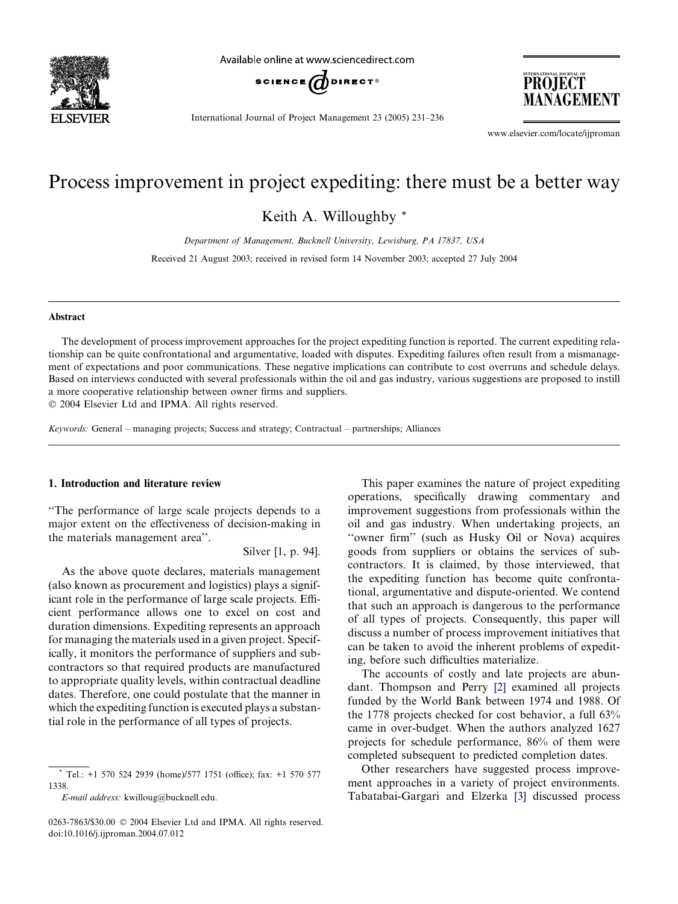# Process improvement in project expediting: there must be a better way

Keith A. Willoughby *

*Department of Management, Bucknell University, Lewisburg, PA 17837, USA*

Received 21 August 2003; received in revised form 14 November 2003; accepted 27 July 2004

## Abstract

The development of process improvement approaches for the project expediting function is reported. The current expediting relationship can be quite confrontational and argumentative, loaded with disputes. Expediting failures often result from a mismanagement of expectations and poor communications. These negative implications can contribute to cost overruns and schedule delays. Based on interviews conducted with several professionals within the oil and gas industry, various suggestions are proposed to instill a more cooperative relationship between owner firms and suppliers.

© 2004 Elsevier Ltd and IPMA. All rights reserved.

*Keywords:* General – managing projects; Success and strategy; Contractual – partnerships; Alliances

## 1. Introduction and literature review

"The performance of large scale projects depends to a major extent on the effectiveness of decision-making in the materials management area".

Silver [1, p. 94].

As the above quote declares, materials management (also known as procurement and logistics) plays a significant role in the performance of large scale projects. Efficient performance allows one to excel on cost and duration dimensions. Expediting represents an approach for managing the materials used in a given project. Specifically, it monitors the performance of suppliers and subcontractors so that required products are manufactured to appropriate quality levels, within contractual deadline dates. Therefore, one could postulate that the manner in which the expediting function is executed plays a substantial role in the performance of all types of projects.

This paper examines the nature of project expediting operations, specifically drawing commentary and improvement suggestions from professionals within the oil and gas industry. When undertaking projects, an "owner firm" (such as Husky Oil or Nova) acquires goods from suppliers or obtains the services of subcontractors. It is claimed, by those interviewed, that the expediting function has become quite confrontational, argumentative and dispute-oriented. We contend that such an approach is dangerous to the performance of all types of projects. Consequently, this paper will discuss a number of process improvement initiatives that can be taken to avoid the inherent problems of expediting, before such difficulties materialize.

The accounts of costly and late projects are abundant. Thompson and Perry [2] examined all projects funded by the World Bank between 1974 and 1988. Of the 1778 projects checked for cost behavior, a full 63% came in over-budget. When the authors analyzed 1627 projects for schedule performance, 86% of them were completed subsequent to predicted completion dates.

Other researchers have suggested process improvement approaches in a variety of project environments. Tabatabai-Gargari and Elzerka [3] discussed process

---

* Tel.: +1 570 524 2939 (home)/577 1751 (office); fax: +1 570 577 1338.

*E-mail address:* kwillougl@bucknell.edu.

0263-7863/$30.00 © 2004 Elsevier Ltd and IPMA. All rights reserved.
doi:10.1016/j.ijproman.2004.07.012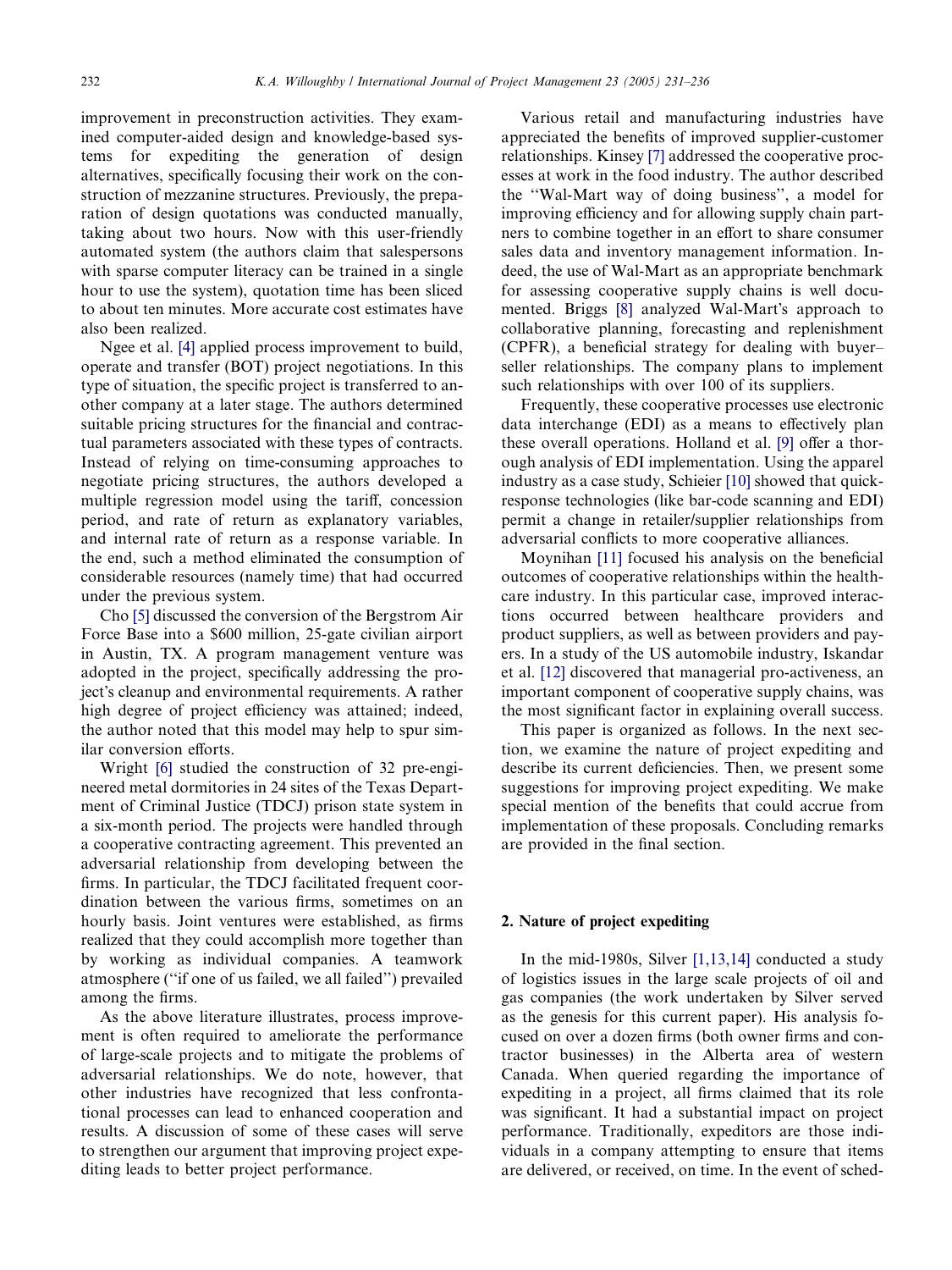improvement in preconstruction activities. They examined computer-aided design and knowledge-based systems for expediting the generation of design alternatives, specifically focusing their work on the construction of mezzanine structures. Previously, the preparation of design quotations was conducted manually, taking about two hours. Now with this user-friendly automated system (the authors claim that salespersons with sparse computer literacy can be trained in a single hour to use the system), quotation time has been sliced to about ten minutes. More accurate cost estimates have also been realized.

Ngee et al. [4] applied process improvement to build, operate and transfer (BOT) project negotiations. In this type of situation, the specific project is transferred to another company at a later stage. The authors determined suitable pricing structures for the financial and contractual parameters associated with these types of contracts. Instead of relying on time-consuming approaches to negotiate pricing structures, the authors developed a multiple regression model using the tariff, concession period, and rate of return as explanatory variables, and internal rate of return as a response variable. In the end, such a method eliminated the consumption of considerable resources (namely time) that had occurred under the previous system.

Cho [5] discussed the conversion of the Bergstrom Air Force Base into a $600 million, 25-gate civilian airport in Austin, TX. A program management venture was adopted in the project, specifically addressing the project's cleanup and environmental requirements. A rather high degree of project efficiency was attained; indeed, the author noted that this model may help to spur similar conversion efforts.

Wright [6] studied the construction of 32 pre-engineered metal dormitories in 24 sites of the Texas Department of Criminal Justice (TDCJ) prison state system in a six-month period. The projects were handled through a cooperative contracting agreement. This prevented an adversarial relationship from developing between the firms. In particular, the TDCJ facilitated frequent coordination between the various firms, sometimes on an hourly basis. Joint ventures were established, as firms realized that they could accomplish more together than by working as individual companies. A teamwork atmosphere (''if one of us failed, we all failed'') prevailed among the firms.

As the above literature illustrates, process improvement is often required to ameliorate the performance of large-scale projects and to mitigate the problems of adversarial relationships. We do note, however, that other industries have recognized that less confrontational processes can lead to enhanced cooperation and results. A discussion of some of these cases will serve to strengthen our argument that improving project expediting leads to better project performance.

Various retail and manufacturing industries have appreciated the benefits of improved supplier-customer relationships. Kinsey [7] addressed the cooperative processes at work in the food industry. The author described the ''Wal-Mart way of doing business'', a model for improving efficiency and for allowing supply chain partners to combine together in an effort to share consumer sales data and inventory management information. Indeed, the use of Wal-Mart as an appropriate benchmark for assessing cooperative supply chains is well documented. Briggs [8] analyzed Wal-Mart's approach to collaborative planning, forecasting and replenishment (CPFR), a beneficial strategy for dealing with buyer–seller relationships. The company plans to implement such relationships with over 100 of its suppliers.

Frequently, these cooperative processes use electronic data interchange (EDI) as a means to effectively plan these overall operations. Holland et al. [9] offer a thorough analysis of EDI implementation. Using the apparel industry as a case study, Schieier [10] showed that quick-response technologies (like bar-code scanning and EDI) permit a change in retailer/supplier relationships from adversarial conflicts to more cooperative alliances.

Moynihan [11] focused his analysis on the beneficial outcomes of cooperative relationships within the healthcare industry. In this particular case, improved interactions occurred between healthcare providers and product suppliers, as well as between providers and payers. In a study of the US automobile industry, Iskandar et al. [12] discovered that managerial pro-activeness, an important component of cooperative supply chains, was the most significant factor in explaining overall success.

This paper is organized as follows. In the next section, we examine the nature of project expediting and describe its current deficiencies. Then, we present some suggestions for improving project expediting. We make special mention of the benefits that could accrue from implementation of these proposals. Concluding remarks are provided in the final section.

## 2. Nature of project expediting

In the mid-1980s, Silver [1,13,14] conducted a study of logistics issues in the large scale projects of oil and gas companies (the work undertaken by Silver served as the genesis for this current paper). His analysis focused on over a dozen firms (both owner firms and contractor businesses) in the Alberta area of western Canada. When queried regarding the importance of expediting in a project, all firms claimed that its role was significant. It had a substantial impact on project performance. Traditionally, expeditors are those individuals in a company attempting to ensure that items are delivered, or received, on time. In the event of sched-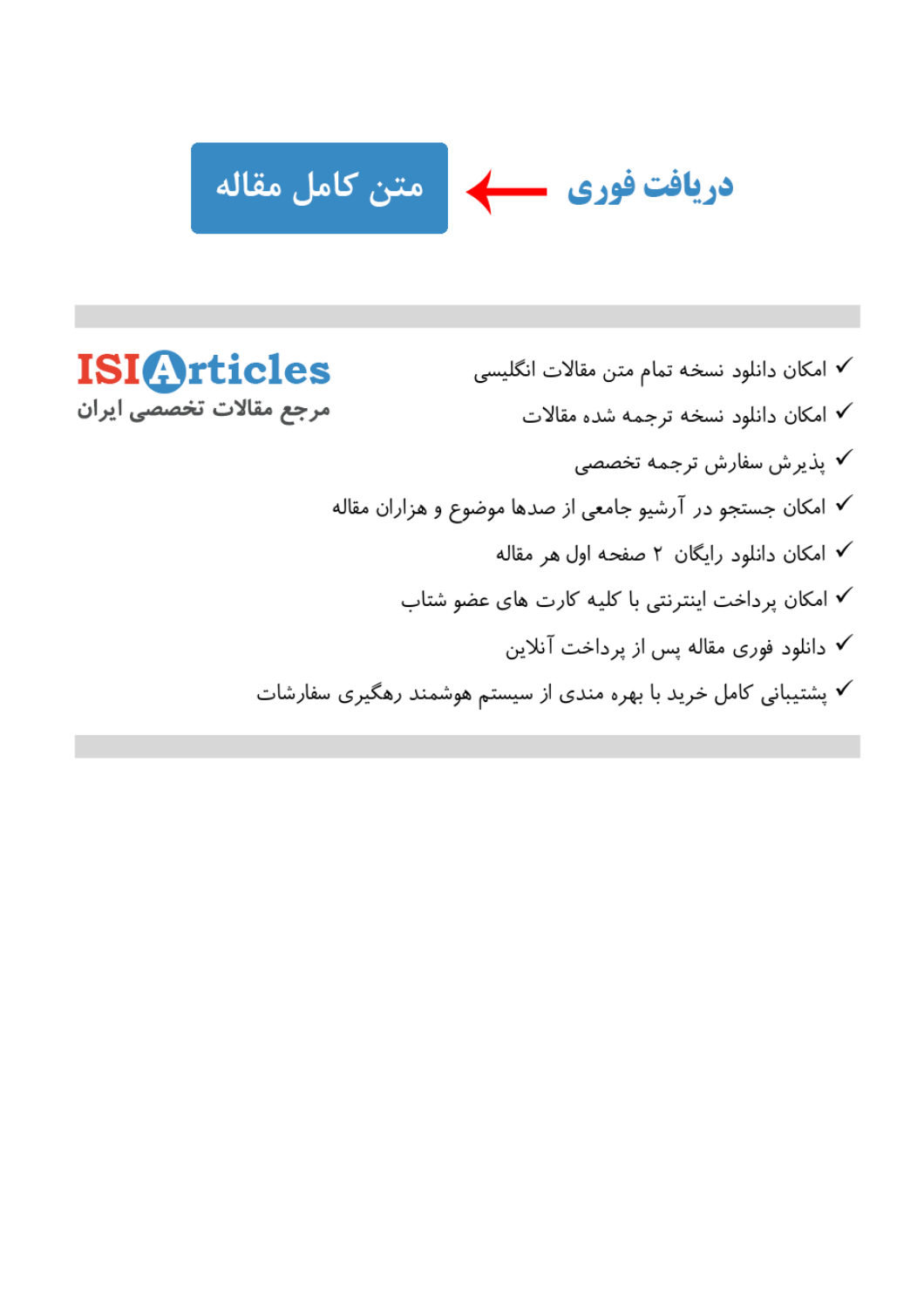دریافت فوری ← متن کامل مقاله

ISIArticles
مرجع مقالات تخصصی ایران

- ✓ امکان دانلود نسخه تمام متن مقالات انگلیسی
- ✓ امکان دانلود نسخه ترجمه شده مقالات
- ✓ پذیرش سفارش ترجمه تخصصی
- ✓ امکان جستجو در آرشیو جامعی از صدها موضوع و هزاران مقاله
- ✓ امکان دانلود رایگان ۲ صفحه اول هر مقاله
- ✓ امکان پرداخت اینترنتی با کلیه کارت های عضو شتاب
- ✓ دانلود فوری مقاله پس از پرداخت آنلاین
- ✓ پشتیبانی کامل خرید با بهره مندی از سیستم هوشمند رهگیری سفارشات